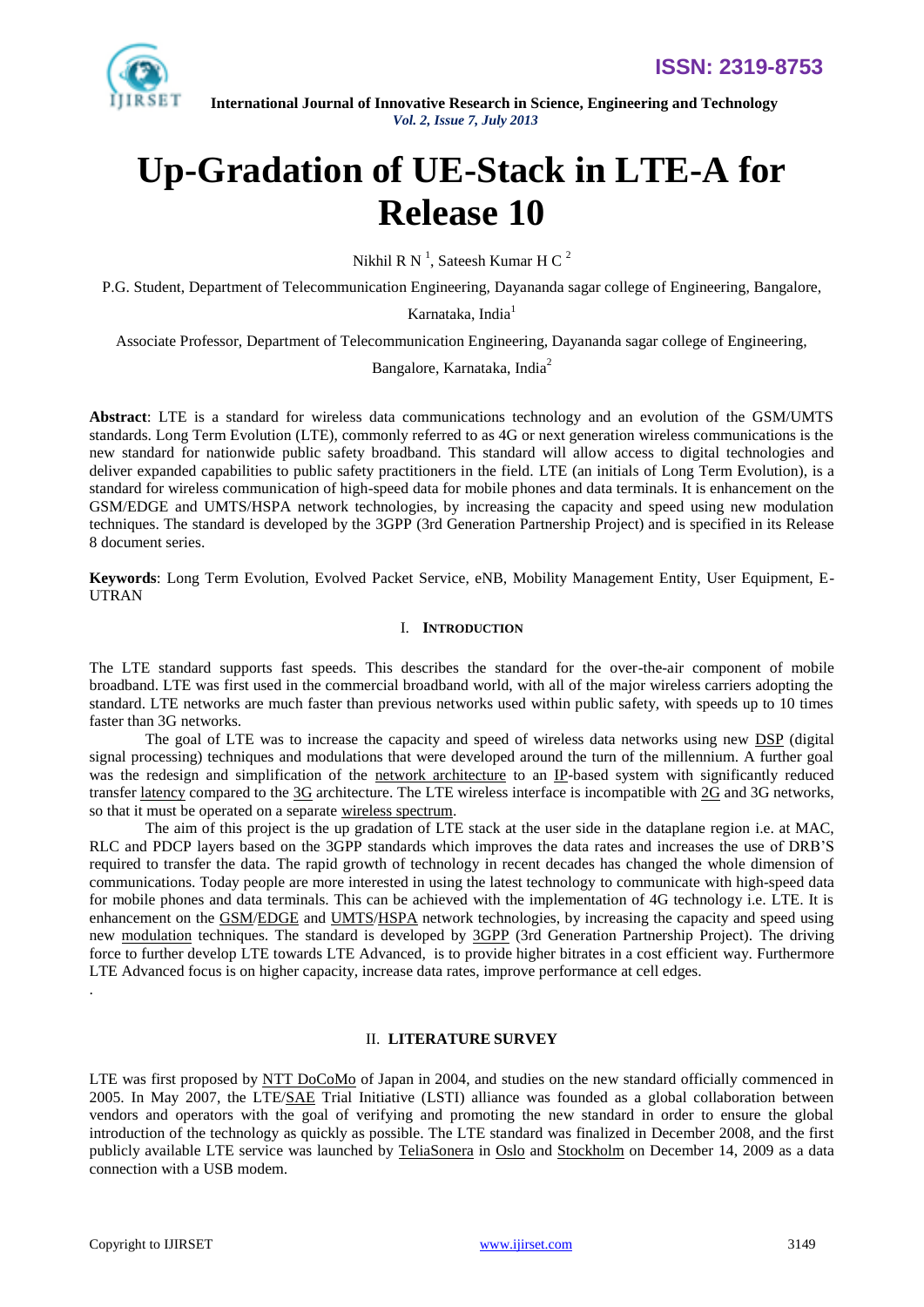# Up-Gradation of UE-Stack in LTE-A for Release 10

Nikhil R N [1], Sateesh Kumar H C [2]

P.G. Student, Department of Telecommunication Engineering, Dayananda sagar college of Engineering, Bangalore, Karnataka, India[1]

Associate Professor, Department of Telecommunication Engineering, Dayananda sagar college of Engineering, Bangalore, Karnataka, India[2]

**Abstract**: LTE is a standard for wireless data communications technology and an evolution of the GSM/UMTS standards. Long Term Evolution (LTE), commonly referred to as 4G or next generation wireless communications is the new standard for nationwide public safety broadband. This standard will allow access to digital technologies and deliver expanded capabilities to public safety practitioners in the field. LTE (an initials of Long Term Evolution), is a standard for wireless communication of high-speed data for mobile phones and data terminals. It is enhancement on the GSM/EDGE and UMTS/HSPA network technologies, by increasing the capacity and speed using new modulation techniques. The standard is developed by the 3GPP (3rd Generation Partnership Project) and is specified in its Release 8 document series.

**Keywords**: Long Term Evolution, Evolved Packet Service, eNB, Mobility Management Entity, User Equipment, E-UTRAN

## I. INTRODUCTION

The LTE standard supports fast speeds. This describes the standard for the over-the-air component of mobile broadband. LTE was first used in the commercial broadband world, with all of the major wireless carriers adopting the standard. LTE networks are much faster than previous networks used within public safety, with speeds up to 10 times faster than 3G networks.

The goal of LTE was to increase the capacity and speed of wireless data networks using new DSP (digital signal processing) techniques and modulations that were developed around the turn of the millennium. A further goal was the redesign and simplification of the network architecture to an IP-based system with significantly reduced transfer latency compared to the 3G architecture. The LTE wireless interface is incompatible with 2G and 3G networks, so that it must be operated on a separate wireless spectrum.

The aim of this project is the up gradation of LTE stack at the user side in the dataplane region i.e. at MAC, RLC and PDCP layers based on the 3GPP standards which improves the data rates and increases the use of DRB'S required to transfer the data. The rapid growth of technology in recent decades has changed the whole dimension of communications. Today people are more interested in using the latest technology to communicate with high-speed data for mobile phones and data terminals. This can be achieved with the implementation of 4G technology i.e. LTE. It is enhancement on the GSM/EDGE and UMTS/HSPA network technologies, by increasing the capacity and speed using new modulation techniques. The standard is developed by 3GPP (3rd Generation Partnership Project). The driving force to further develop LTE towards LTE Advanced, is to provide higher bitrates in a cost efficient way. Furthermore LTE Advanced focus is on higher capacity, increase data rates, improve performance at cell edges.

.

## II. LITERATURE SURVEY

LTE was first proposed by NTT DoCoMo of Japan in 2004, and studies on the new standard officially commenced in 2005. In May 2007, the LTE/SAE Trial Initiative (LSTI) alliance was founded as a global collaboration between vendors and operators with the goal of verifying and promoting the new standard in order to ensure the global introduction of the technology as quickly as possible. The LTE standard was finalized in December 2008, and the first publicly available LTE service was launched by TeliaSonera in Oslo and Stockholm on December 14, 2009 as a data connection with a USB modem.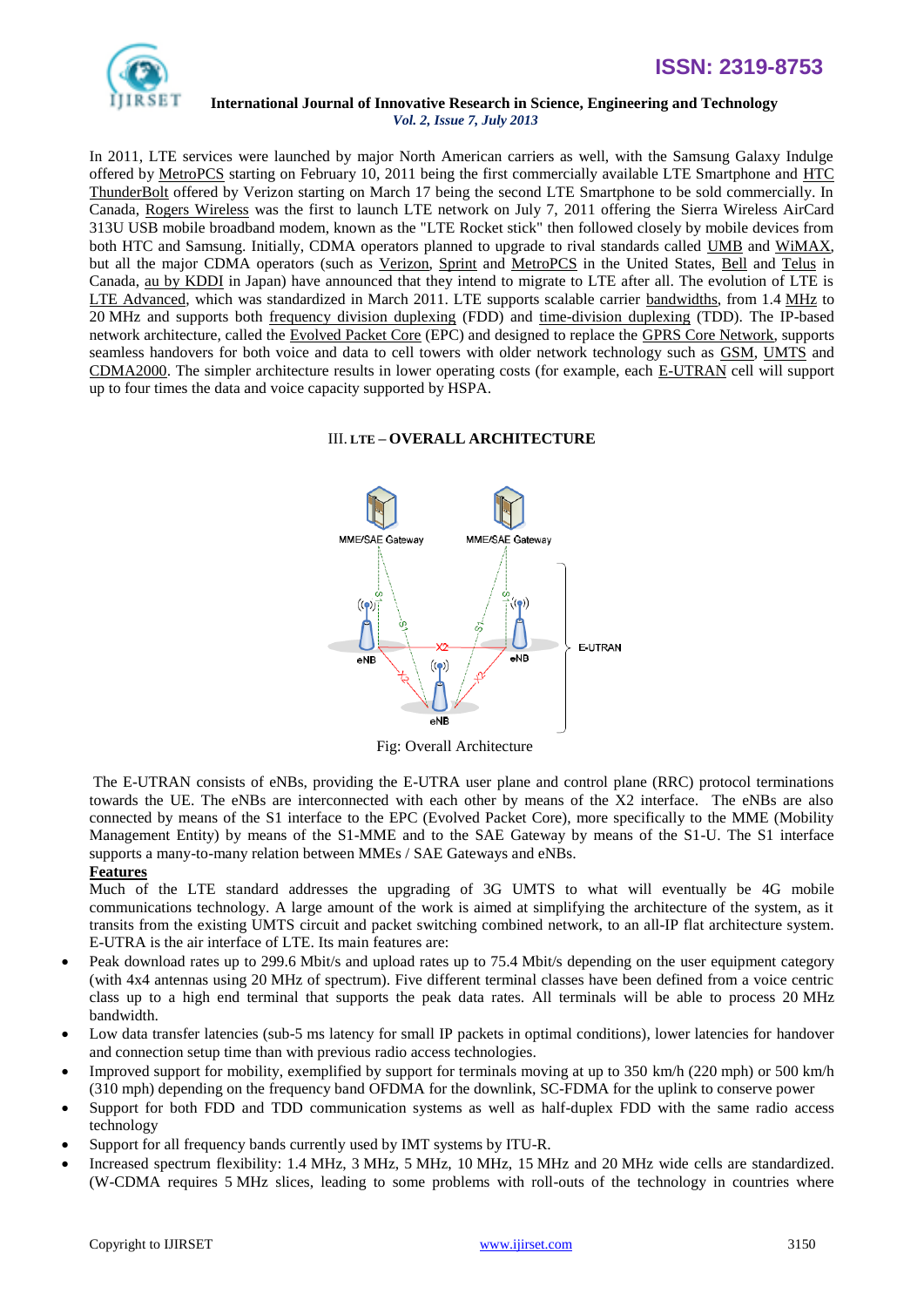In 2011, LTE services were launched by major North American carriers as well, with the Samsung Galaxy Indulge offered by MetroPCS starting on February 10, 2011 being the first commercially available LTE Smartphone and HTC ThunderBolt offered by Verizon starting on March 17 being the second LTE Smartphone to be sold commercially. In Canada, Rogers Wireless was the first to launch LTE network on July 7, 2011 offering the Sierra Wireless AirCard 313U USB mobile broadband modem, known as the "LTE Rocket stick" then followed closely by mobile devices from both HTC and Samsung. Initially, CDMA operators planned to upgrade to rival standards called UMB and WiMAX, but all the major CDMA operators (such as Verizon, Sprint and MetroPCS in the United States, Bell and Telus in Canada, au by KDDI in Japan) have announced that they intend to migrate to LTE after all. The evolution of LTE is LTE Advanced, which was standardized in March 2011. LTE supports scalable carrier bandwidths, from 1.4 MHz to 20 MHz and supports both frequency division duplexing (FDD) and time-division duplexing (TDD). The IP-based network architecture, called the Evolved Packet Core (EPC) and designed to replace the GPRS Core Network, supports seamless handovers for both voice and data to cell towers with older network technology such as GSM, UMTS and CDMA2000. The simpler architecture results in lower operating costs (for example, each E-UTRAN cell will support up to four times the data and voice capacity supported by HSPA.

## III. LTE – OVERALL ARCHITECTURE

Fig: Overall Architecture

The E-UTRAN consists of eNBs, providing the E-UTRA user plane and control plane (RRC) protocol terminations towards the UE. The eNBs are interconnected with each other by means of the X2 interface. The eNBs are also connected by means of the S1 interface to the EPC (Evolved Packet Core), more specifically to the MME (Mobility Management Entity) by means of the S1-MME and to the SAE Gateway by means of the S1-U. The S1 interface supports a many-to-many relation between MMEs / SAE Gateways and eNBs.

**Features**

Much of the LTE standard addresses the upgrading of 3G UMTS to what will eventually be 4G mobile communications technology. A large amount of the work is aimed at simplifying the architecture of the system, as it transits from the existing UMTS circuit and packet switching combined network, to an all-IP flat architecture system. E-UTRA is the air interface of LTE. Its main features are:

- Peak download rates up to 299.6 Mbit/s and upload rates up to 75.4 Mbit/s depending on the user equipment category (with 4x4 antennas using 20 MHz of spectrum). Five different terminal classes have been defined from a voice centric class up to a high end terminal that supports the peak data rates. All terminals will be able to process 20 MHz bandwidth.
- Low data transfer latencies (sub-5 ms latency for small IP packets in optimal conditions), lower latencies for handover and connection setup time than with previous radio access technologies.
- Improved support for mobility, exemplified by support for terminals moving at up to 350 km/h (220 mph) or 500 km/h (310 mph) depending on the frequency band OFDMA for the downlink, SC-FDMA for the uplink to conserve power
- Support for both FDD and TDD communication systems as well as half-duplex FDD with the same radio access technology
- Support for all frequency bands currently used by IMT systems by ITU-R.
- Increased spectrum flexibility: 1.4 MHz, 3 MHz, 5 MHz, 10 MHz, 15 MHz and 20 MHz wide cells are standardized. (W-CDMA requires 5 MHz slices, leading to some problems with roll-outs of the technology in countries where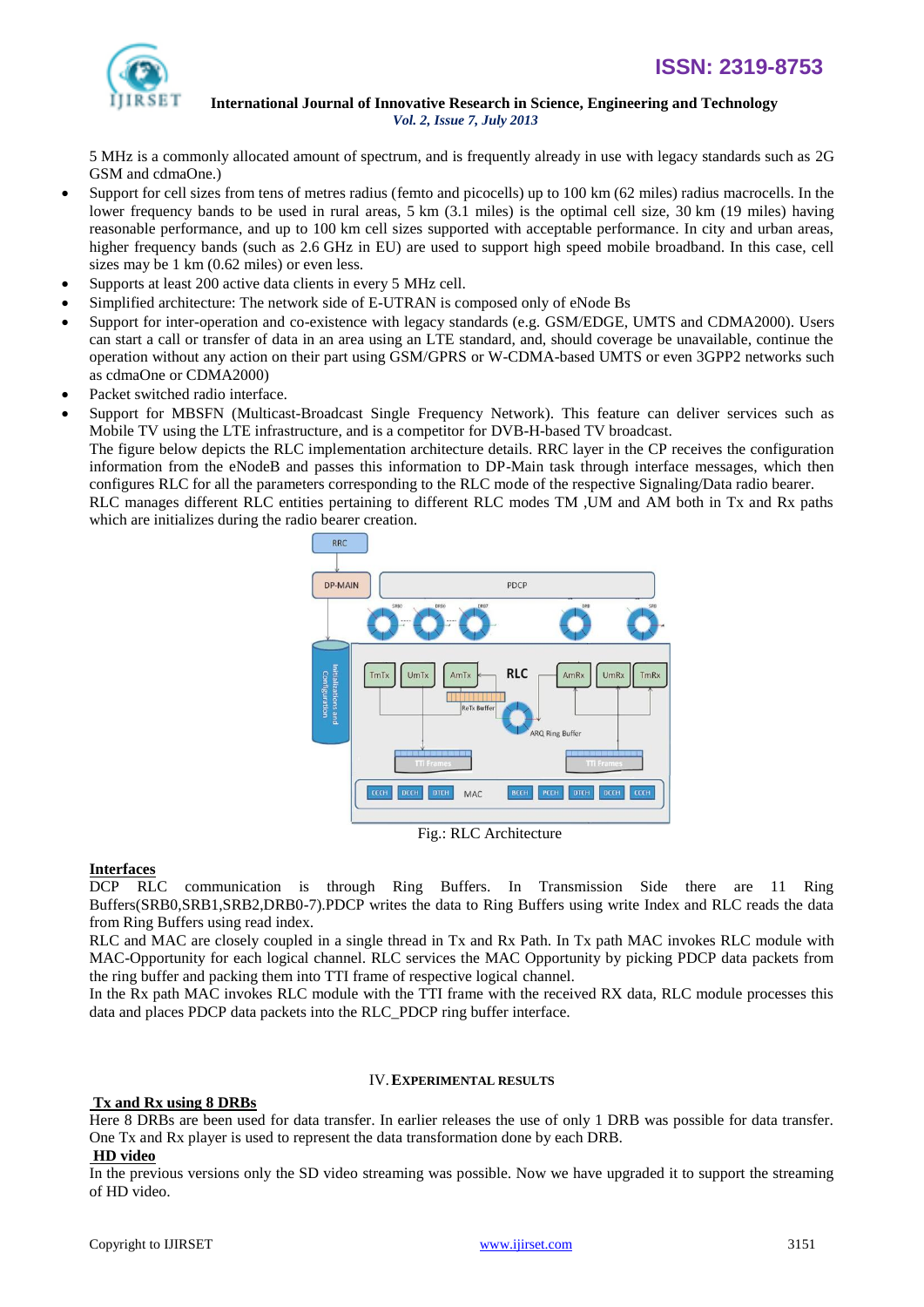5 MHz is a commonly allocated amount of spectrum, and is frequently already in use with legacy standards such as 2G GSM and cdmaOne.)

- Support for cell sizes from tens of metres radius (femto and picocells) up to 100 km (62 miles) radius macrocells. In the lower frequency bands to be used in rural areas, 5 km (3.1 miles) is the optimal cell size, 30 km (19 miles) having reasonable performance, and up to 100 km cell sizes supported with acceptable performance. In city and urban areas, higher frequency bands (such as 2.6 GHz in EU) are used to support high speed mobile broadband. In this case, cell sizes may be 1 km (0.62 miles) or even less.
- Supports at least 200 active data clients in every 5 MHz cell.
- Simplified architecture: The network side of E-UTRAN is composed only of eNode Bs
- Support for inter-operation and co-existence with legacy standards (e.g. GSM/EDGE, UMTS and CDMA2000). Users can start a call or transfer of data in an area using an LTE standard, and, should coverage be unavailable, continue the operation without any action on their part using GSM/GPRS or W-CDMA-based UMTS or even 3GPP2 networks such as cdmaOne or CDMA2000)
- Packet switched radio interface.
- Support for MBSFN (Multicast-Broadcast Single Frequency Network). This feature can deliver services such as Mobile TV using the LTE infrastructure, and is a competitor for DVB-H-based TV broadcast.

The figure below depicts the RLC implementation architecture details. RRC layer in the CP receives the configuration information from the eNodeB and passes this information to DP-Main task through interface messages, which then configures RLC for all the parameters corresponding to the RLC mode of the respective Signaling/Data radio bearer.

RLC manages different RLC entities pertaining to different RLC modes TM ,UM and AM both in Tx and Rx paths which are initializes during the radio bearer creation.

Fig.: RLC Architecture

**Interfaces**

DCP RLC communication is through Ring Buffers. In Transmission Side there are 11 Ring Buffers(SRB0,SRB1,SRB2,DRB0-7).PDCP writes the data to Ring Buffers using write Index and RLC reads the data from Ring Buffers using read index.

RLC and MAC are closely coupled in a single thread in Tx and Rx Path. In Tx path MAC invokes RLC module with MAC-Opportunity for each logical channel. RLC services the MAC Opportunity by picking PDCP data packets from the ring buffer and packing them into TTI frame of respective logical channel.

In the Rx path MAC invokes RLC module with the TTI frame with the received RX data, RLC module processes this data and places PDCP data packets into the RLC_PDCP ring buffer interface.

## IV. Experimental Results

**Tx and Rx using 8 DRBs**

Here 8 DRBs are been used for data transfer. In earlier releases the use of only 1 DRB was possible for data transfer. One Tx and Rx player is used to represent the data transformation done by each DRB.

**HD video**

In the previous versions only the SD video streaming was possible. Now we have upgraded it to support the streaming of HD video.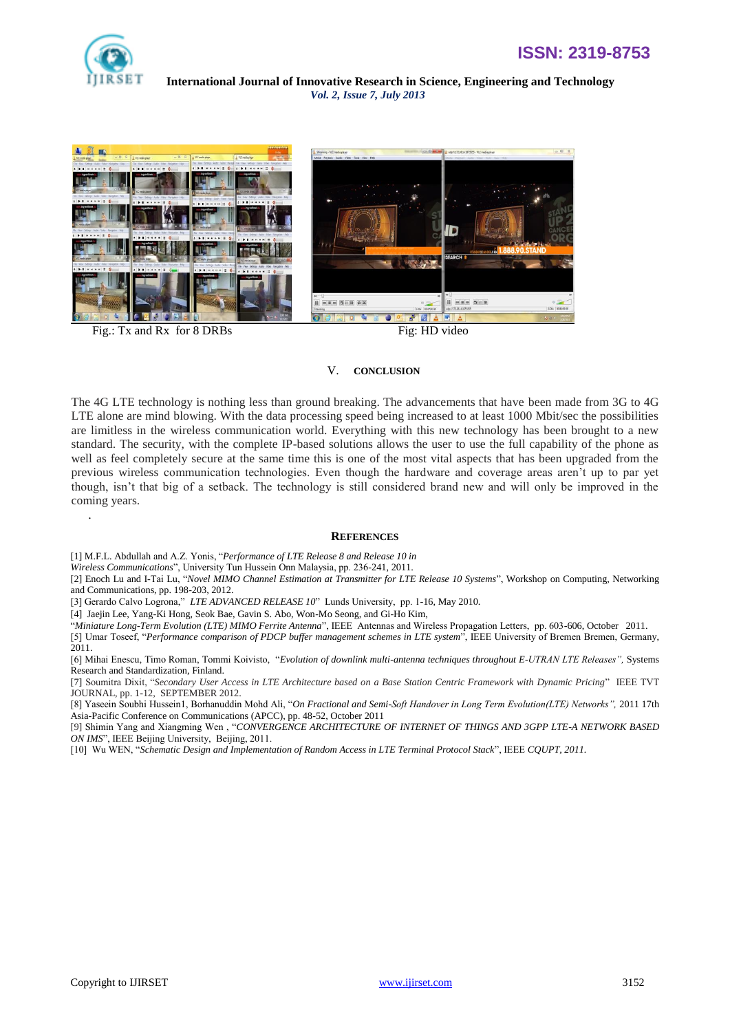Fig.: Tx and Rx for 8 DRBs

Fig: HD video

## V. CONCLUSION

The 4G LTE technology is nothing less than ground breaking. The advancements that have been made from 3G to 4G LTE alone are mind blowing. With the data processing speed being increased to at least 1000 Mbit/sec the possibilities are limitless in the wireless communication world. Everything with this new technology has been brought to a new standard. The security, with the complete IP-based solutions allows the user to use the full capability of the phone as well as feel completely secure at the same time this is one of the most vital aspects that has been upgraded from the previous wireless communication technologies. Even though the hardware and coverage areas aren't up to par yet though, isn't that big of a setback. The technology is still considered brand new and will only be improved in the coming years.

.

## REFERENCES

[1] M.F.L. Abdullah and A.Z. Yonis, "*Performance of LTE Release 8 and Release 10 in Wireless Communications*", University Tun Hussein Onn Malaysia, pp. 236-241, 2011.

[2] Enoch Lu and I-Tai Lu, "*Novel MIMO Channel Estimation at Transmitter for LTE Release 10 Systems*", Workshop on Computing, Networking and Communications, pp. 198-203, 2012.

[3] Gerardo Calvo Logrona," *LTE ADVANCED RELEASE 10*" Lunds University, pp. 1-16, May 2010.

[4] Jaejin Lee, Yang-Ki Hong, Seok Bae, Gavin S. Abo, Won-Mo Seong, and Gi-Ho Kim, "*Miniature Long-Term Evolution (LTE) MIMO Ferrite Antenna*", IEEE Antennas and Wireless Propagation Letters, pp. 603-606, October 2011.

[5] Umar Toseef, "*Performance comparison of PDCP buffer management schemes in LTE system*", IEEE University of Bremen Bremen, Germany, 2011.

[6] Mihai Enescu, Timo Roman, Tommi Koivisto, "*Evolution of downlink multi-antenna techniques throughout E-UTRAN LTE Releases",* Systems Research and Standardization, Finland.

[7] Soumitra Dixit, "*Secondary User Access in LTE Architecture based on a Base Station Centric Framework with Dynamic Pricing*" IEEE TVT JOURNAL, pp. 1-12, SEPTEMBER 2012.

[8] Yaseein Soubhi Hussein1, Borhanuddin Mohd Ali, "*On Fractional and Semi-Soft Handover in Long Term Evolution(LTE) Networks",* 2011 17th Asia-Pacific Conference on Communications (APCC), pp. 48-52, October 2011

[9] Shimin Yang and Xiangming Wen , "*CONVERGENCE ARCHITECTURE OF INTERNET OF THINGS AND 3GPP LTE-A NETWORK BASED ON IMS*", IEEE Beijing University, Beijing, 2011.

[10] Wu WEN, "*Schematic Design and Implementation of Random Access in LTE Terminal Protocol Stack*", IEEE *CQUPT, 2011.*